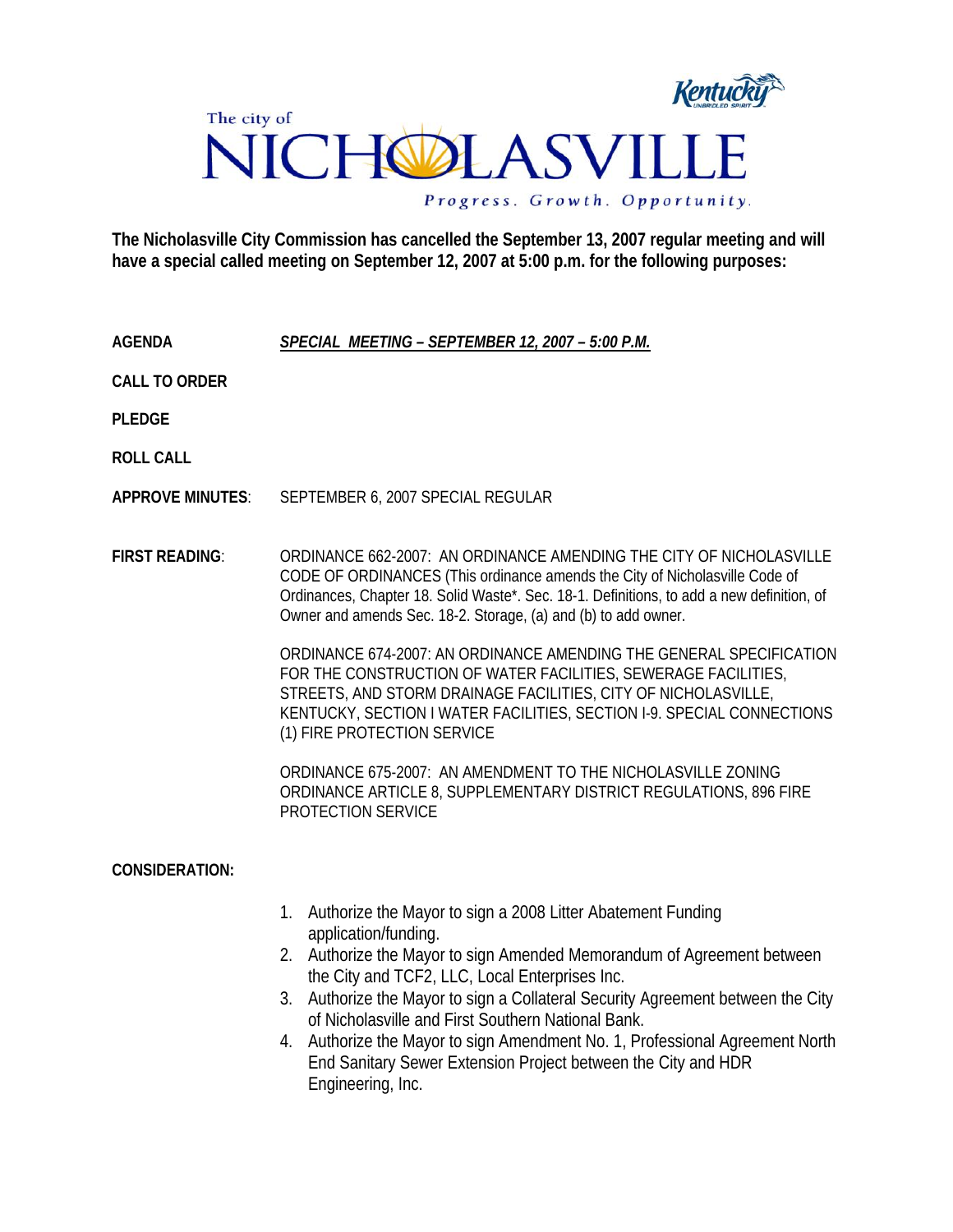The city of

# NICHOLASVILLE

*Progress. Growth. Opportunity.*

**The Nicholasville City Commission has cancelled the September 13, 2007 regular meeting and will have a special called meeting on September 12, 2007 at 5:00 p.m. for the following purposes:**

**AGENDA** ***SPECIAL MEETING – SEPTEMBER 12, 2007 – 5:00 P.M.***

**CALL TO ORDER**

**PLEDGE**

**ROLL CALL**

**APPROVE MINUTES**: SEPTEMBER 6, 2007 SPECIAL REGULAR

**FIRST READING**: ORDINANCE 662-2007: AN ORDINANCE AMENDING THE CITY OF NICHOLASVILLE CODE OF ORDINANCES (This ordinance amends the City of Nicholasville Code of Ordinances, Chapter 18. Solid Waste*. Sec. 18-1. Definitions, to add a new definition, of Owner and amends Sec. 18-2. Storage, (a) and (b) to add owner.

ORDINANCE 674-2007: AN ORDINANCE AMENDING THE GENERAL SPECIFICATION FOR THE CONSTRUCTION OF WATER FACILITIES, SEWERAGE FACILITIES, STREETS, AND STORM DRAINAGE FACILITIES, CITY OF NICHOLASVILLE, KENTUCKY, SECTION I WATER FACILITIES, SECTION I-9. SPECIAL CONNECTIONS (1) FIRE PROTECTION SERVICE

ORDINANCE 675-2007: AN AMENDMENT TO THE NICHOLASVILLE ZONING ORDINANCE ARTICLE 8, SUPPLEMENTARY DISTRICT REGULATIONS, 896 FIRE PROTECTION SERVICE

**CONSIDERATION:**

1. Authorize the Mayor to sign a 2008 Litter Abatement Funding application/funding.
2. Authorize the Mayor to sign Amended Memorandum of Agreement between the City and TCF2, LLC, Local Enterprises Inc.
3. Authorize the Mayor to sign a Collateral Security Agreement between the City of Nicholasville and First Southern National Bank.
4. Authorize the Mayor to sign Amendment No. 1, Professional Agreement North End Sanitary Sewer Extension Project between the City and HDR Engineering, Inc.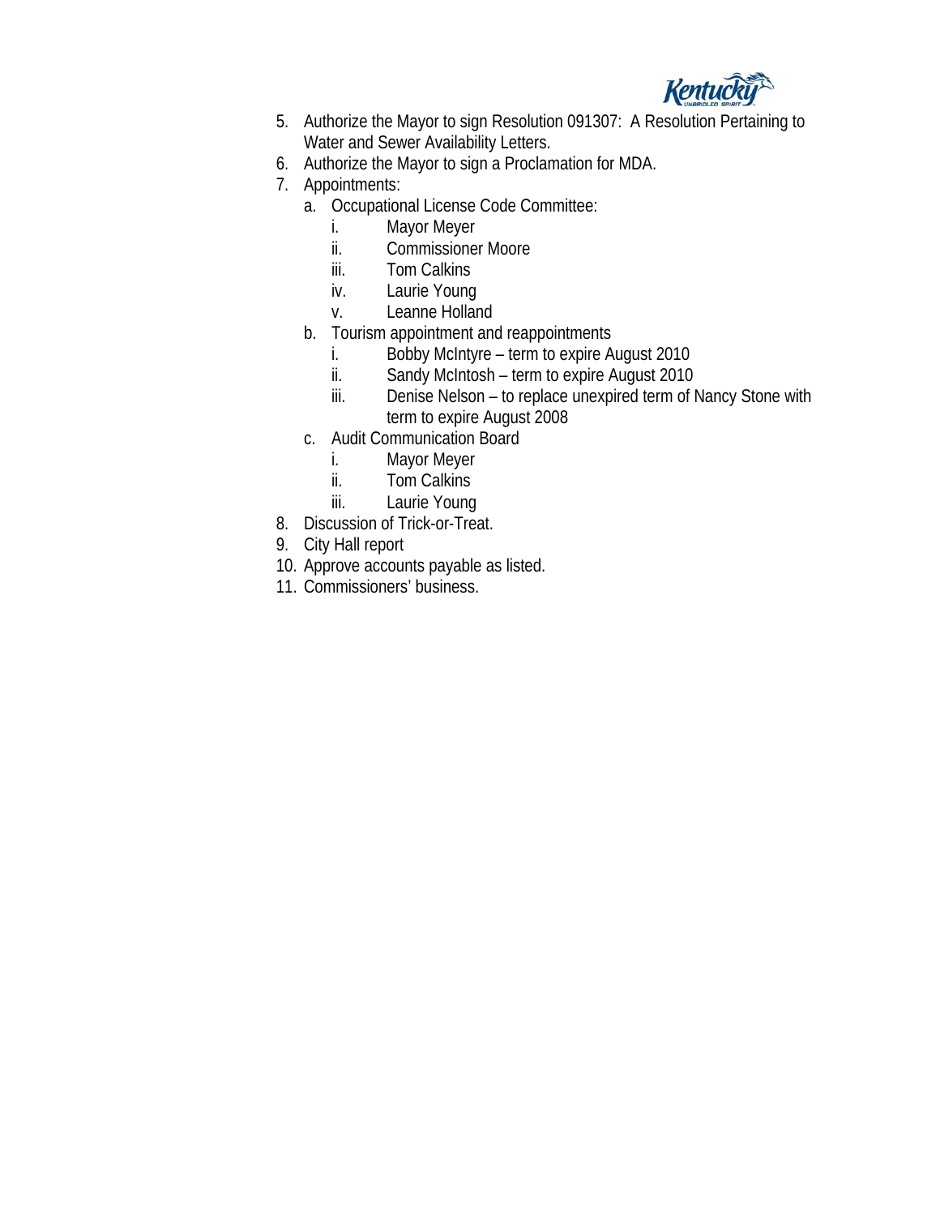5. Authorize the Mayor to sign Resolution 091307: A Resolution Pertaining to Water and Sewer Availability Letters.
6. Authorize the Mayor to sign a Proclamation for MDA.
7. Appointments:
   a. Occupational License Code Committee:
      i. Mayor Meyer
      ii. Commissioner Moore
      iii. Tom Calkins
      iv. Laurie Young
      v. Leanne Holland
   b. Tourism appointment and reappointments
      i. Bobby McIntyre – term to expire August 2010
      ii. Sandy McIntosh – term to expire August 2010
      iii. Denise Nelson – to replace unexpired term of Nancy Stone with term to expire August 2008
   c. Audit Communication Board
      i. Mayor Meyer
      ii. Tom Calkins
      iii. Laurie Young
8. Discussion of Trick-or-Treat.
9. City Hall report
10. Approve accounts payable as listed.
11. Commissioners' business.